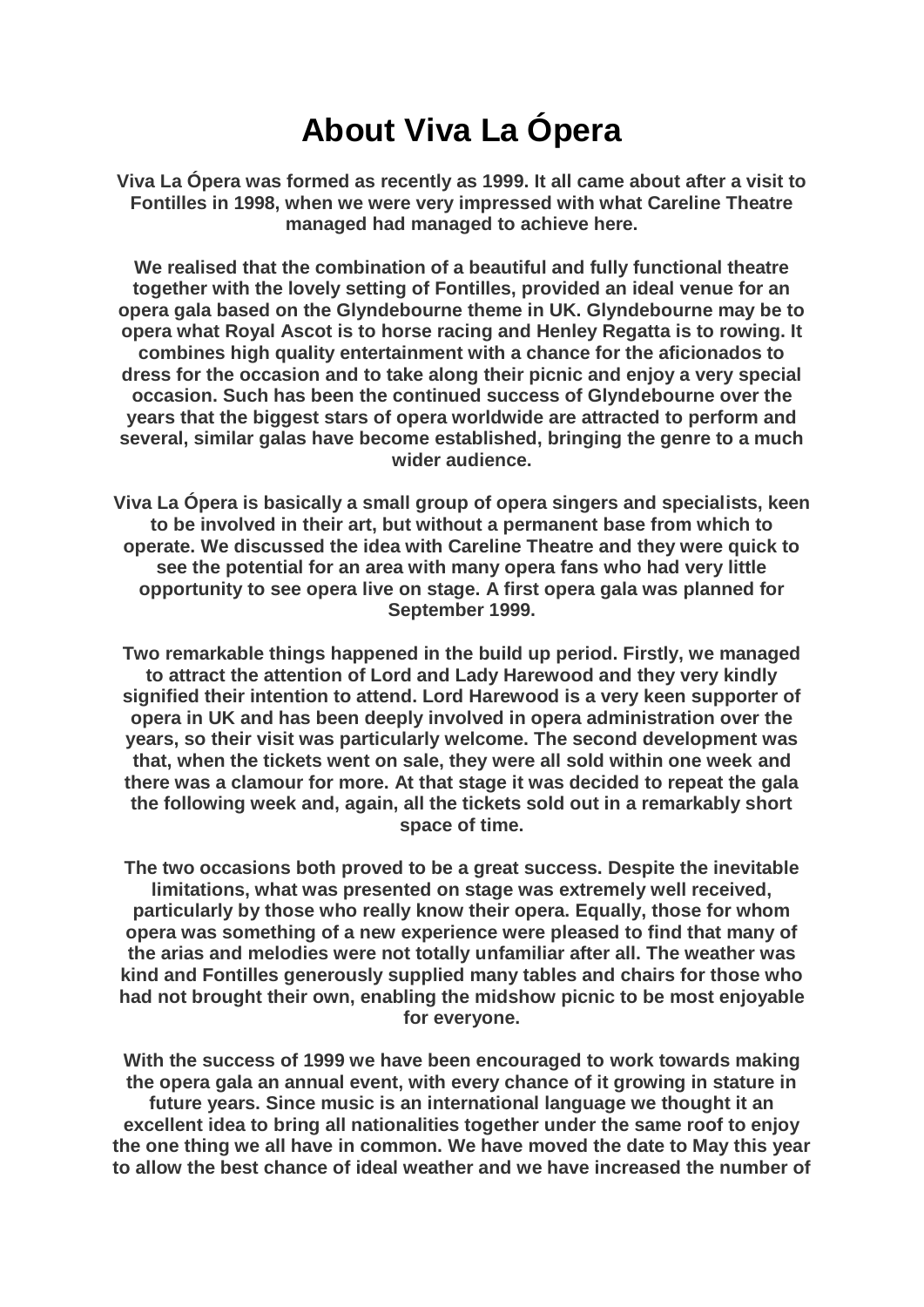# About Viva La Ópera

**Viva La Ópera was formed as recently as 1999. It all came about after a visit to Fontilles in 1998, when we were very impressed with what Careline Theatre managed had managed to achieve here.**

**We realised that the combination of a beautiful and fully functional theatre together with the lovely setting of Fontilles, provided an ideal venue for an opera gala based on the Glyndebourne theme in UK. Glyndebourne may be to opera what Royal Ascot is to horse racing and Henley Regatta is to rowing. It combines high quality entertainment with a chance for the aficionados to dress for the occasion and to take along their picnic and enjoy a very special occasion. Such has been the continued success of Glyndebourne over the years that the biggest stars of opera worldwide are attracted to perform and several, similar galas have become established, bringing the genre to a much wider audience.**

**Viva La Ópera is basically a small group of opera singers and specialists, keen to be involved in their art, but without a permanent base from which to operate. We discussed the idea with Careline Theatre and they were quick to see the potential for an area with many opera fans who had very little opportunity to see opera live on stage. A first opera gala was planned for September 1999.**

**Two remarkable things happened in the build up period. Firstly, we managed to attract the attention of Lord and Lady Harewood and they very kindly signified their intention to attend. Lord Harewood is a very keen supporter of opera in UK and has been deeply involved in opera administration over the years, so their visit was particularly welcome. The second development was that, when the tickets went on sale, they were all sold within one week and there was a clamour for more. At that stage it was decided to repeat the gala the following week and, again, all the tickets sold out in a remarkably short space of time.**

**The two occasions both proved to be a great success. Despite the inevitable limitations, what was presented on stage was extremely well received, particularly by those who really know their opera. Equally, those for whom opera was something of a new experience were pleased to find that many of the arias and melodies were not totally unfamiliar after all. The weather was kind and Fontilles generously supplied many tables and chairs for those who had not brought their own, enabling the midshow picnic to be most enjoyable for everyone.**

**With the success of 1999 we have been encouraged to work towards making the opera gala an annual event, with every chance of it growing in stature in future years. Since music is an international language we thought it an excellent idea to bring all nationalities together under the same roof to enjoy the one thing we all have in common. We have moved the date to May this year to allow the best chance of ideal weather and we have increased the number of**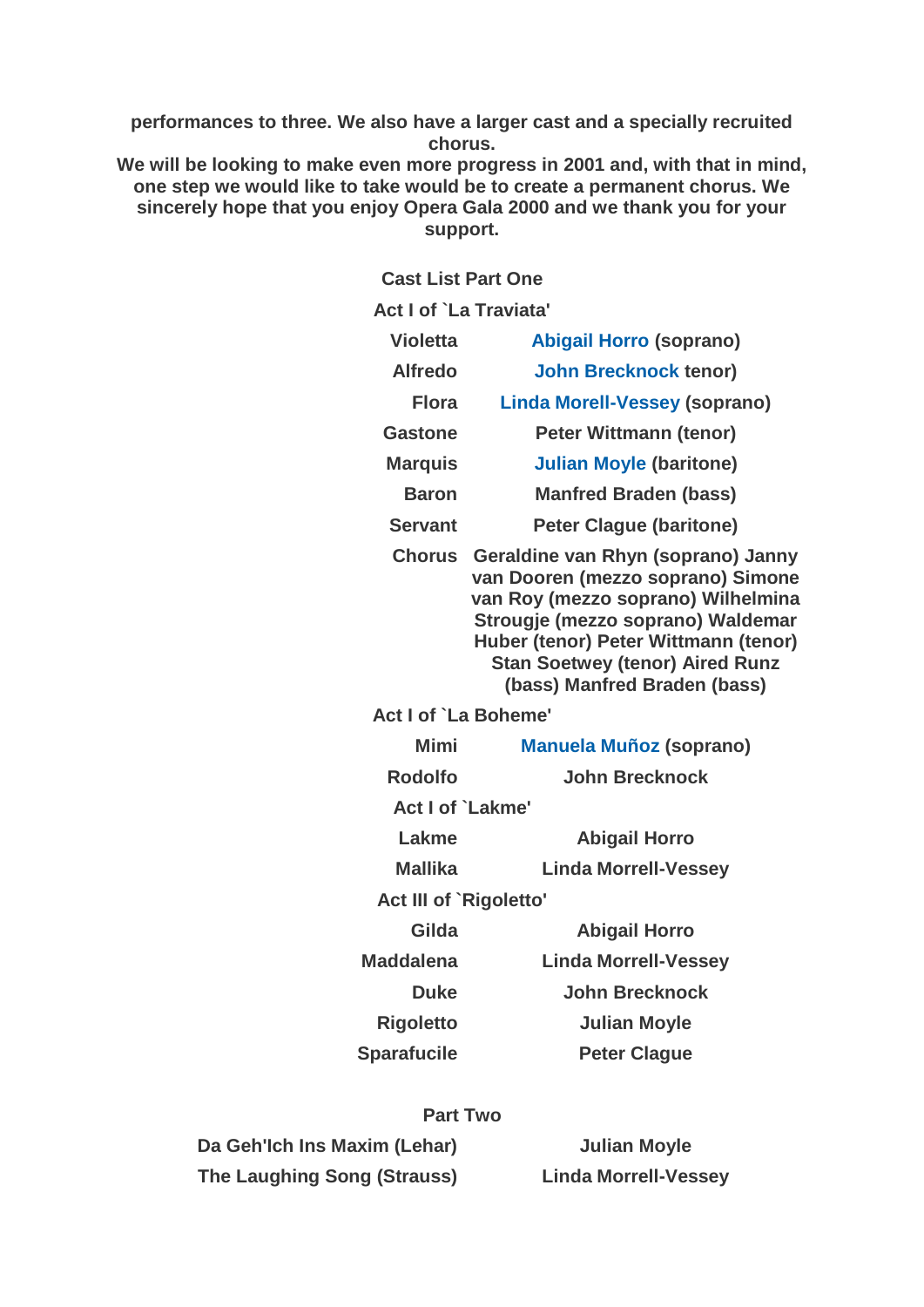**performances to three. We also have a larger cast and a specially recruited chorus.**

**We will be looking to make even more progress in 2001 and, with that in mind, one step we would like to take would be to create a permanent chorus. We sincerely hope that you enjoy Opera Gala 2000 and we thank you for your support.**

### Cast List Part One

**Act I of `La Traviata'**

| | |
|---|---|
| **Violetta** | **Abigail Horro (soprano)** |
| **Alfredo** | **John Brecknock tenor)** |
| **Flora** | **Linda Morell-Vessey (soprano)** |
| **Gastone** | **Peter Wittmann (tenor)** |
| **Marquis** | **Julian Moyle (baritone)** |
| **Baron** | **Manfred Braden (bass)** |
| **Servant** | **Peter Clague (baritone)** |
| **Chorus** | **Geraldine van Rhyn (soprano) Janny van Dooren (mezzo soprano) Simone van Roy (mezzo soprano) Wilhelmina Strougje (mezzo soprano) Waldemar Huber (tenor) Peter Wittmann (tenor) Stan Soetwey (tenor) Aired Runz (bass) Manfred Braden (bass)** |

**Act I of `La Boheme'**

| | |
|---|---|
| **Mimi** | **Manuela Muñoz (soprano)** |
| **Rodolfo** | **John Brecknock** |

**Act I of `Lakme'**

| | |
|---|---|
| **Lakme** | **Abigail Horro** |
| **Mallika** | **Linda Morrell-Vessey** |

**Act III of `Rigoletto'**

| | |
|---|---|
| **Gilda** | **Abigail Horro** |
| **Maddalena** | **Linda Morrell-Vessey** |
| **Duke** | **John Brecknock** |
| **Rigoletto** | **Julian Moyle** |
| **Sparafucile** | **Peter Clague** |

### Part Two

| | |
|---|---|
| **Da Geh'Ich Ins Maxim (Lehar)** | **Julian Moyle** |
| **The Laughing Song (Strauss)** | **Linda Morrell-Vessey** |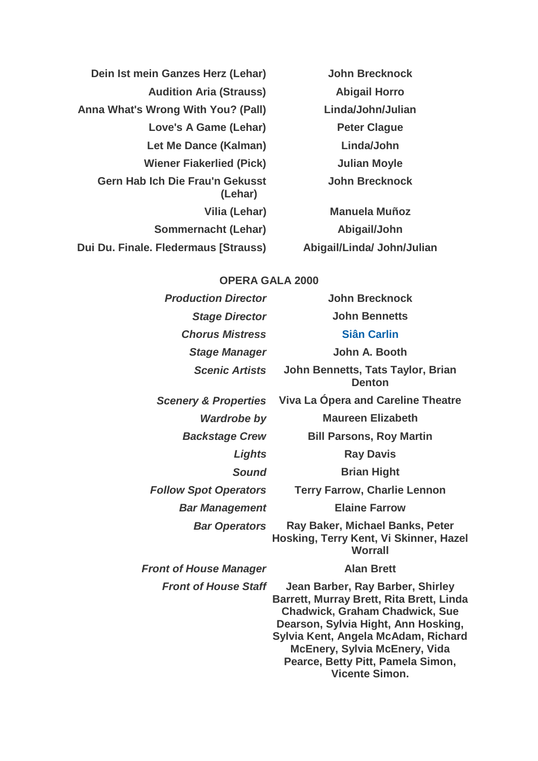| | |
|---|---|
| **Dein Ist mein Ganzes Herz (Lehar)** | **John Brecknock** |
| **Audition Aria (Strauss)** | **Abigail Horro** |
| **Anna What's Wrong With You? (Pall)** | **Linda/John/Julian** |
| **Love's A Game (Lehar)** | **Peter Clague** |
| **Let Me Dance (Kalman)** | **Linda/John** |
| **Wiener Fiakerlied (Pick)** | **Julian Moyle** |
| **Gern Hab Ich Die Frau'n Gekusst (Lehar)** | **John Brecknock** |
| **Vilia (Lehar)** | **Manuela Muñoz** |
| **Sommernacht (Lehar)** | **Abigail/John** |
| **Dui Du. Finale. Fledermaus [Strauss)** | **Abigail/Linda/ John/Julian** |

**OPERA GALA 2000**

| | |
|---|---|
| ***Production Director*** | **John Brecknock** |
| ***Stage Director*** | **John Bennetts** |
| ***Chorus Mistress*** | **Siân Carlin** |
| ***Stage Manager*** | **John A. Booth** |
| ***Scenic Artists*** | **John Bennetts, Tats Taylor, Brian Denton** |
| ***Scenery & Properties*** | **Viva La Ópera and Careline Theatre** |
| ***Wardrobe by*** | **Maureen Elizabeth** |
| ***Backstage Crew*** | **Bill Parsons, Roy Martin** |
| ***Lights*** | **Ray Davis** |
| ***Sound*** | **Brian Hight** |
| ***Follow Spot Operators*** | **Terry Farrow, Charlie Lennon** |
| ***Bar Management*** | **Elaine Farrow** |
| ***Bar Operators*** | **Ray Baker, Michael Banks, Peter Hosking, Terry Kent, Vi Skinner, Hazel Worrall** |
| ***Front of House Manager*** | **Alan Brett** |
| ***Front of House Staff*** | **Jean Barber, Ray Barber, Shirley Barrett, Murray Brett, Rita Brett, Linda Chadwick, Graham Chadwick, Sue Dearson, Sylvia Hight, Ann Hosking, Sylvia Kent, Angela McAdam, Richard McEnery, Sylvia McEnery, Vida Pearce, Betty Pitt, Pamela Simon, Vicente Simon.** |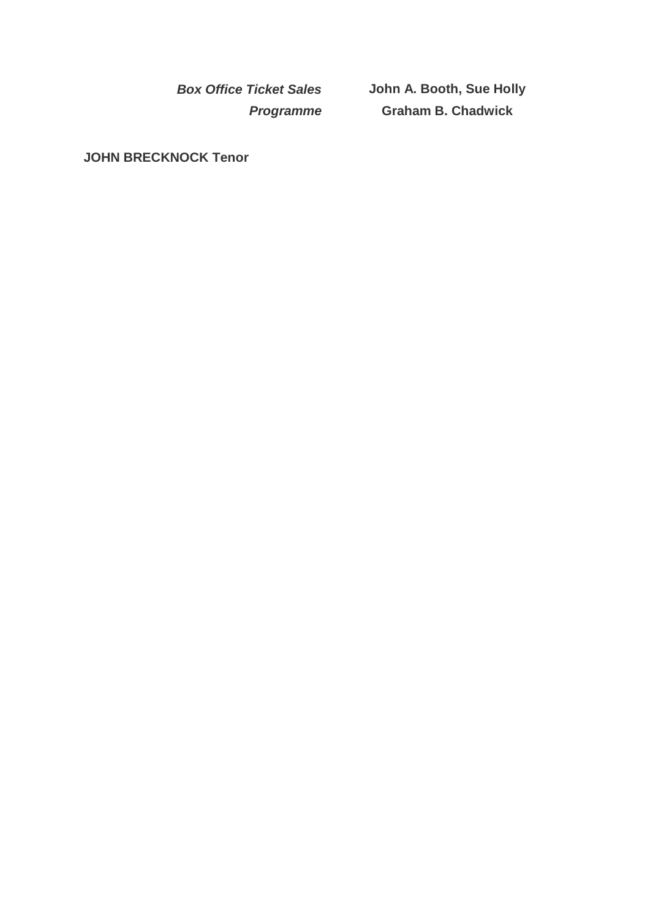| | |
|---|---|
| ***Box Office Ticket Sales*** | **John A. Booth, Sue Holly** |
| ***Programme*** | **Graham B. Chadwick** |

**JOHN BRECKNOCK Tenor**